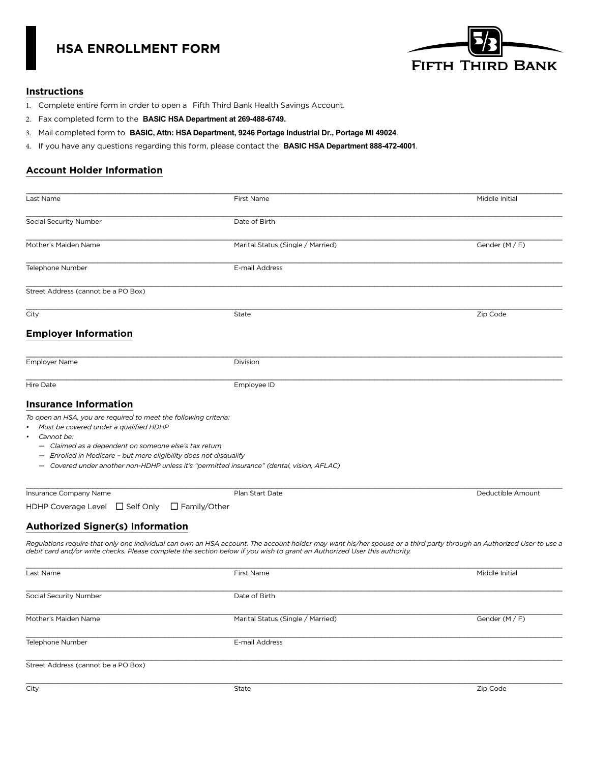# HSA ENROLLMENT FORM

Fifth Third Bank

## Instructions

1. Complete entire form in order to open a Fifth Third Bank Health Savings Account.
2. Fax completed form to the **BASIC HSA Department at 269-488-6749.**
3. Mail completed form to **BASIC, Attn: HSA Department, 9246 Portage Industrial Dr., Portage MI 49024**.
4. If you have any questions regarding this form, please contact the **BASIC HSA Department 888-472-4001**.

## Account Holder Information

| Last Name | First Name | Middle Initial |
|---|---|---|
| Social Security Number | Date of Birth | |
| Mother's Maiden Name | Marital Status (Single / Married) | Gender (M / F) |
| Telephone Number | E-mail Address | |
| Street Address (cannot be a PO Box) | | |
| City | State | Zip Code |

## Employer Information

| Employer Name | Division |
|---|---|
| Hire Date | Employee ID |

## Insurance Information

*To open an HSA, you are required to meet the following criteria:*

- *Must be covered under a qualified HDHP*
- *Cannot be:*
  - *Claimed as a dependent on someone else's tax return*
  - *Enrolled in Medicare – but mere eligibility does not disqualify*
  - *Covered under another non-HDHP unless it's "permitted insurance" (dental, vision, AFLAC)*

| Insurance Company Name | Plan Start Date | Deductible Amount |
|---|---|---|

HDHP Coverage Level ☐ Self Only ☐ Family/Other

## Authorized Signer(s) Information

*Regulations require that only one individual can own an HSA account. The account holder may want his/her spouse or a third party through an Authorized User to use a debit card and/or write checks. Please complete the section below if you wish to grant an Authorized User this authority.*

| Last Name | First Name | Middle Initial |
|---|---|---|
| Social Security Number | Date of Birth | |
| Mother's Maiden Name | Marital Status (Single / Married) | Gender (M / F) |
| Telephone Number | E-mail Address | |
| Street Address (cannot be a PO Box) | | |
| City | State | Zip Code |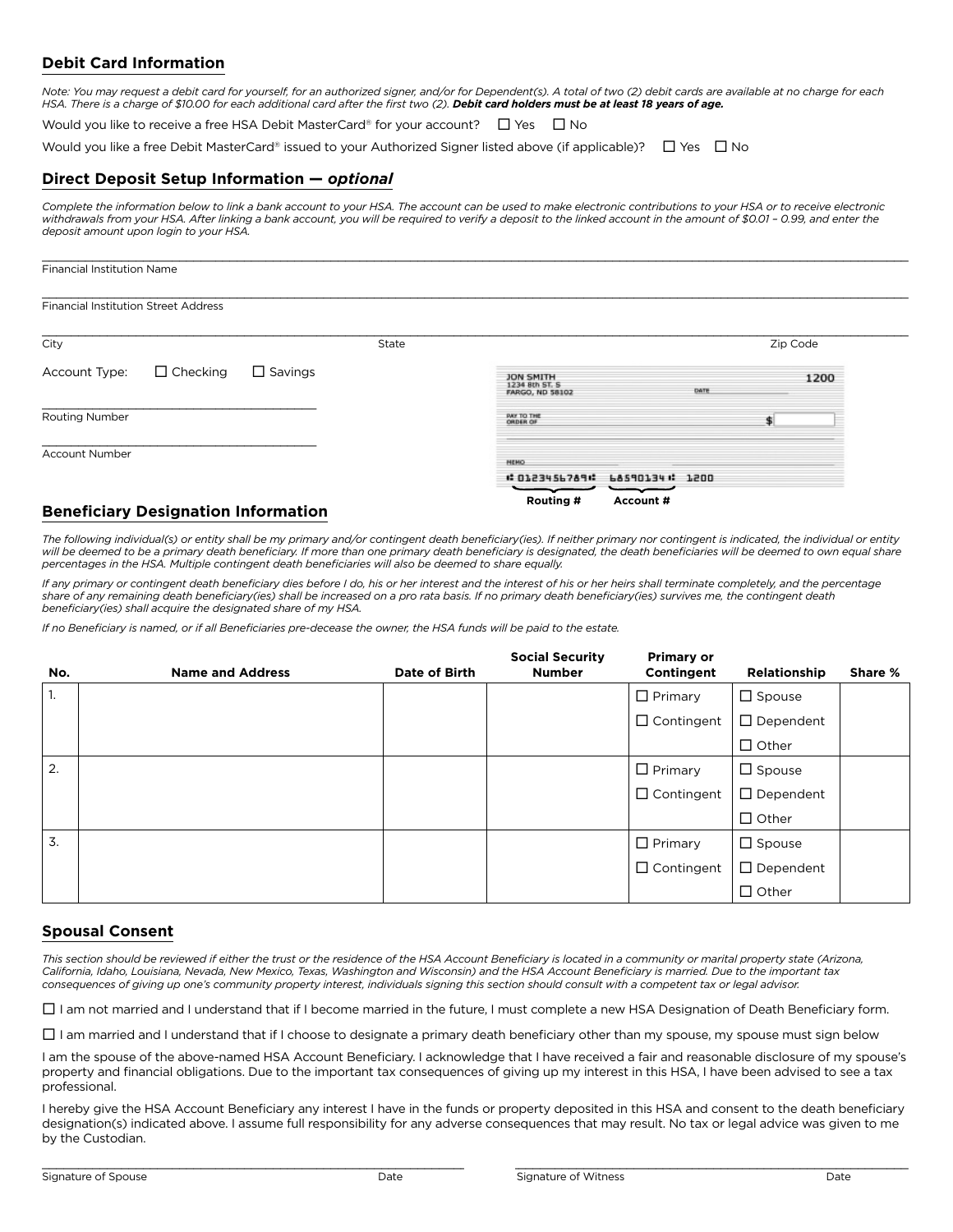## Debit Card Information

*Note: You may request a debit card for yourself, for an authorized signer, and/or for Dependent(s). A total of two (2) debit cards are available at no charge for each HSA. There is a charge of $10.00 for each additional card after the first two (2).* ***Debit card holders must be at least 18 years of age.***

Would you like to receive a free HSA Debit MasterCard® for your account? ☐ Yes ☐ No

Would you like a free Debit MasterCard® issued to your Authorized Signer listed above (if applicable)? ☐ Yes ☐ No

## Direct Deposit Setup Information — *optional*

*Complete the information below to link a bank account to your HSA. The account can be used to make electronic contributions to your HSA or to receive electronic withdrawals from your HSA. After linking a bank account, you will be required to verify a deposit to the linked account in the amount of $0.01 – 0.99, and enter the deposit amount upon login to your HSA.*

\_\_\_\_\_\_\_\_\_\_\_\_\_\_\_\_\_\_\_\_\_\_\_\_\_\_\_\_\_\_\_\_\_\_\_\_\_\_\_\_
Financial Institution Name

\_\_\_\_\_\_\_\_\_\_\_\_\_\_\_\_\_\_\_\_\_\_\_\_\_\_\_\_\_\_\_\_\_\_\_\_\_\_\_\_
Financial Institution Street Address

\_\_\_\_\_\_\_\_\_\_\_\_\_\_\_\_\_\_\_\_\_\_\_\_\_\_\_\_\_\_\_\_\_\_\_\_\_\_\_\_
City State Zip Code

Account Type: ☐ Checking ☐ Savings

\_\_\_\_\_\_\_\_\_\_\_\_\_\_\_\_\_\_\_\_\_\_\_\_
Routing Number

\_\_\_\_\_\_\_\_\_\_\_\_\_\_\_\_\_\_\_\_\_\_\_\_
Account Number

JON SMITH
1234 8th ST. S
FARGO, ND 58102 DATE 1200

PAY TO THE ORDER OF $

MEMO

⑆0123456789⑆ 68590134⑈ 1200

Routing # Account #

## Beneficiary Designation Information

*The following individual(s) or entity shall be my primary and/or contingent death beneficiary(ies). If neither primary nor contingent is indicated, the individual or entity will be deemed to be a primary death beneficiary. If more than one primary death beneficiary is designated, the death beneficiaries will be deemed to own equal share percentages in the HSA. Multiple contingent death beneficiaries will also be deemed to share equally.*

*If any primary or contingent death beneficiary dies before I do, his or her interest and the interest of his or her heirs shall terminate completely, and the percentage share of any remaining death beneficiary(ies) shall be increased on a pro rata basis. If no primary death beneficiary(ies) survives me, the contingent death beneficiary(ies) shall acquire the designated share of my HSA.*

*If no Beneficiary is named, or if all Beneficiaries pre-decease the owner, the HSA funds will be paid to the estate.*

| No. | Name and Address | Date of Birth | Social Security Number | Primary or Contingent | Relationship | Share % |
|---|---|---|---|---|---|---|
| 1. | | | | ☐ Primary ☐ Contingent | ☐ Spouse ☐ Dependent ☐ Other | |
| 2. | | | | ☐ Primary ☐ Contingent | ☐ Spouse ☐ Dependent ☐ Other | |
| 3. | | | | ☐ Primary ☐ Contingent | ☐ Spouse ☐ Dependent ☐ Other | |

## Spousal Consent

*This section should be reviewed if either the trust or the residence of the HSA Account Beneficiary is located in a community or marital property state (Arizona, California, Idaho, Louisiana, Nevada, New Mexico, Texas, Washington and Wisconsin) and the HSA Account Beneficiary is married. Due to the important tax consequences of giving up one's community property interest, individuals signing this section should consult with a competent tax or legal advisor.*

☐ I am not married and I understand that if I become married in the future, I must complete a new HSA Designation of Death Beneficiary form.

☐ I am married and I understand that if I choose to designate a primary death beneficiary other than my spouse, my spouse must sign below

I am the spouse of the above-named HSA Account Beneficiary. I acknowledge that I have received a fair and reasonable disclosure of my spouse's property and financial obligations. Due to the important tax consequences of giving up my interest in this HSA, I have been advised to see a tax professional.

I hereby give the HSA Account Beneficiary any interest I have in the funds or property deposited in this HSA and consent to the death beneficiary designation(s) indicated above. I assume full responsibility for any adverse consequences that may result. No tax or legal advice was given to me by the Custodian.

\_\_\_\_\_\_\_\_\_\_\_\_\_\_\_\_\_\_\_\_\_\_\_\_\_\_\_\_ \_\_\_\_\_\_\_\_\_\_\_\_\_\_\_\_\_\_\_\_\_\_\_\_\_\_\_\_
Signature of Spouse Date Signature of Witness Date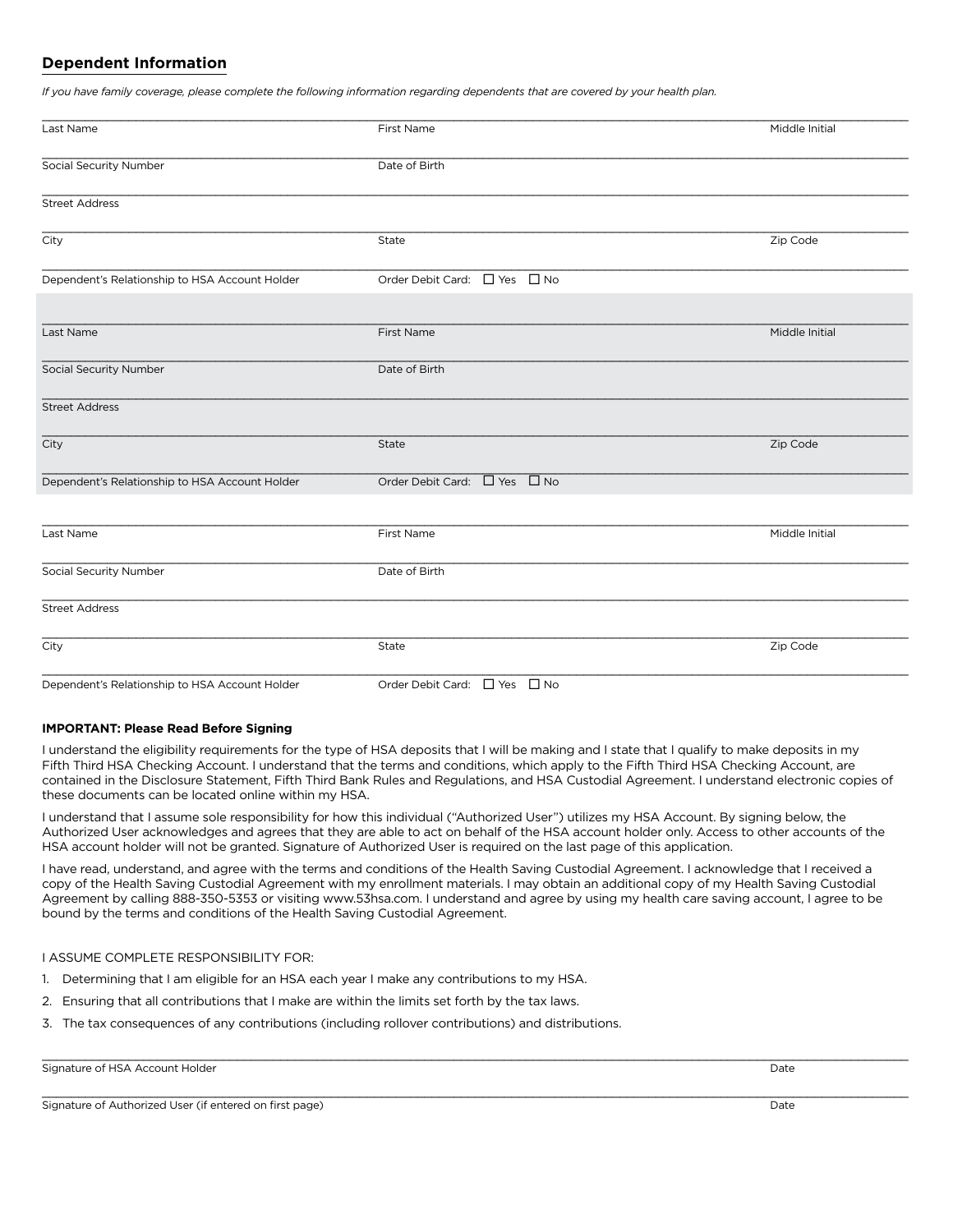## Dependent Information

*If you have family coverage, please complete the following information regarding dependents that are covered by your health plan.*

Last Name ______ First Name ______ Middle Initial ______

Social Security Number ______ Date of Birth ______

Street Address ______

City ______ State ______ Zip Code ______

Dependent's Relationship to HSA Account Holder ______ Order Debit Card: ☐ Yes ☐ No

Last Name ______ First Name ______ Middle Initial ______

Social Security Number ______ Date of Birth ______

Street Address ______

City ______ State ______ Zip Code ______

Dependent's Relationship to HSA Account Holder ______ Order Debit Card: ☐ Yes ☐ No

Last Name ______ First Name ______ Middle Initial ______

Social Security Number ______ Date of Birth ______

Street Address ______

City ______ State ______ Zip Code ______

Dependent's Relationship to HSA Account Holder ______ Order Debit Card: ☐ Yes ☐ No

**IMPORTANT: Please Read Before Signing**

I understand the eligibility requirements for the type of HSA deposits that I will be making and I state that I qualify to make deposits in my Fifth Third HSA Checking Account. I understand that the terms and conditions, which apply to the Fifth Third HSA Checking Account, are contained in the Disclosure Statement, Fifth Third Bank Rules and Regulations, and HSA Custodial Agreement. I understand electronic copies of these documents can be located online within my HSA.

I understand that I assume sole responsibility for how this individual ("Authorized User") utilizes my HSA Account. By signing below, the Authorized User acknowledges and agrees that they are able to act on behalf of the HSA account holder only. Access to other accounts of the HSA account holder will not be granted. Signature of Authorized User is required on the last page of this application.

I have read, understand, and agree with the terms and conditions of the Health Saving Custodial Agreement. I acknowledge that I received a copy of the Health Saving Custodial Agreement with my enrollment materials. I may obtain an additional copy of my Health Saving Custodial Agreement by calling 888-350-5353 or visiting www.53hsa.com. I understand and agree by using my health care saving account, I agree to be bound by the terms and conditions of the Health Saving Custodial Agreement.

I ASSUME COMPLETE RESPONSIBILITY FOR:

1. Determining that I am eligible for an HSA each year I make any contributions to my HSA.
2. Ensuring that all contributions that I make are within the limits set forth by the tax laws.
3. The tax consequences of any contributions (including rollover contributions) and distributions.

Signature of HSA Account Holder ______ Date ______

Signature of Authorized User (if entered on first page) ______ Date ______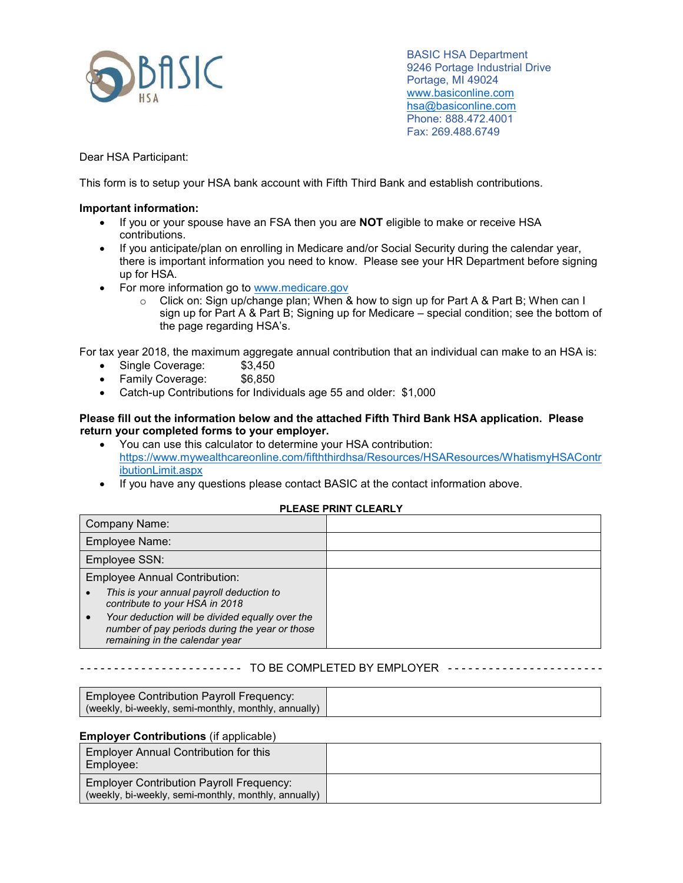BASIC HSA Department
9246 Portage Industrial Drive
Portage, MI 49024
www.basiconline.com
hsa@basiconline.com
Phone: 888.472.4001
Fax: 269.488.6749

Dear HSA Participant:

This form is to setup your HSA bank account with Fifth Third Bank and establish contributions.

**Important information:**

- If you or your spouse have an FSA then you are **NOT** eligible to make or receive HSA contributions.
- If you anticipate/plan on enrolling in Medicare and/or Social Security during the calendar year, there is important information you need to know. Please see your HR Department before signing up for HSA.
- For more information go to www.medicare.gov
  - Click on: Sign up/change plan; When & how to sign up for Part A & Part B; When can I sign up for Part A & Part B; Signing up for Medicare – special condition; see the bottom of the page regarding HSA's.

For tax year 2018, the maximum aggregate annual contribution that an individual can make to an HSA is:

- Single Coverage: $3,450
- Family Coverage: $6,850
- Catch-up Contributions for Individuals age 55 and older: $1,000

**Please fill out the information below and the attached Fifth Third Bank HSA application. Please return your completed forms to your employer.**

- You can use this calculator to determine your HSA contribution: https://www.mywealthcareonline.com/fifththirdhsa/Resources/HSAResources/WhatismyHSAContributionLimit.aspx
- If you have any questions please contact BASIC at the contact information above.

**PLEASE PRINT CLEARLY**

| | |
|---|---|
| Company Name: | |
| Employee Name: | |
| Employee SSN: | |
| Employee Annual Contribution:<br>• *This is your annual payroll deduction to contribute to your HSA in 2018*<br>• *Your deduction will be divided equally over the number of pay periods during the year or those remaining in the calendar year* | |

------------------------ TO BE COMPLETED BY EMPLOYER ------------------------

| | |
|---|---|
| Employee Contribution Payroll Frequency:<br>(weekly, bi-weekly, semi-monthly, monthly, annually) | |

**Employer Contributions** (if applicable)

| | |
|---|---|
| Employer Annual Contribution for this Employee: | |
| Employer Contribution Payroll Frequency:<br>(weekly, bi-weekly, semi-monthly, monthly, annually) | |